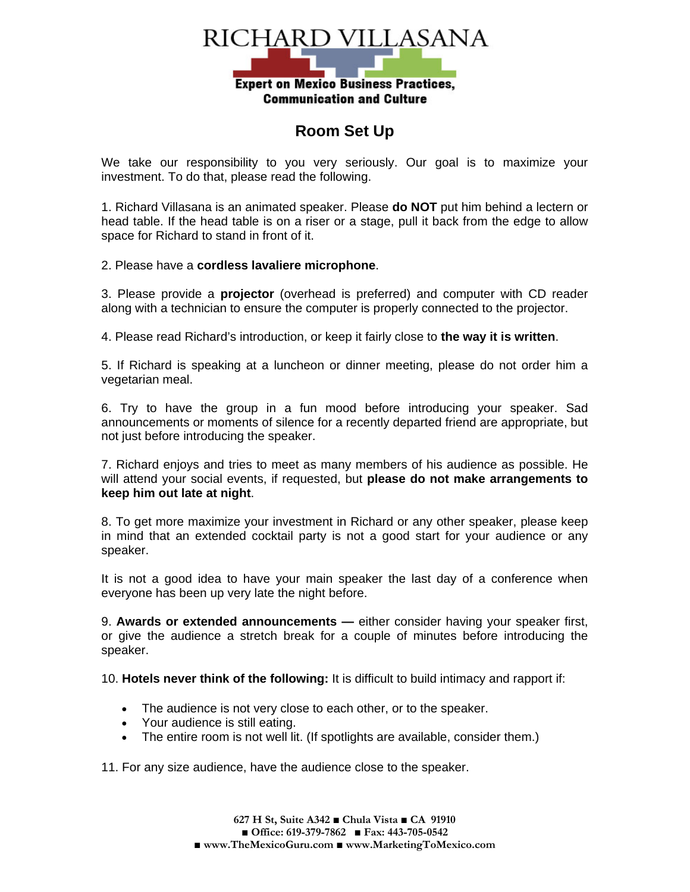# RICHARD VILLASANA

**Expert on Mexico Business Practices, Communication and Culture**

## Room Set Up

We take our responsibility to you very seriously. Our goal is to maximize your investment. To do that, please read the following.

1. Richard Villasana is an animated speaker. Please **do NOT** put him behind a lectern or head table. If the head table is on a riser or a stage, pull it back from the edge to allow space for Richard to stand in front of it.

2. Please have a **cordless lavaliere microphone**.

3. Please provide a **projector** (overhead is preferred) and computer with CD reader along with a technician to ensure the computer is properly connected to the projector.

4. Please read Richard's introduction, or keep it fairly close to **the way it is written**.

5. If Richard is speaking at a luncheon or dinner meeting, please do not order him a vegetarian meal.

6. Try to have the group in a fun mood before introducing your speaker. Sad announcements or moments of silence for a recently departed friend are appropriate, but not just before introducing the speaker.

7. Richard enjoys and tries to meet as many members of his audience as possible. He will attend your social events, if requested, but **please do not make arrangements to keep him out late at night**.

8. To get more maximize your investment in Richard or any other speaker, please keep in mind that an extended cocktail party is not a good start for your audience or any speaker.

It is not a good idea to have your main speaker the last day of a conference when everyone has been up very late the night before.

9. **Awards or extended announcements —** either consider having your speaker first, or give the audience a stretch break for a couple of minutes before introducing the speaker.

10. **Hotels never think of the following:** It is difficult to build intimacy and rapport if:

- The audience is not very close to each other, or to the speaker.
- Your audience is still eating.
- The entire room is not well lit. (If spotlights are available, consider them.)

11. For any size audience, have the audience close to the speaker.

627 H St, Suite A342 ■ Chula Vista ■ CA 91910
■ Office: 619-379-7862 ■ Fax: 443-705-0542
■ www.TheMexicoGuru.com ■ www.MarketingToMexico.com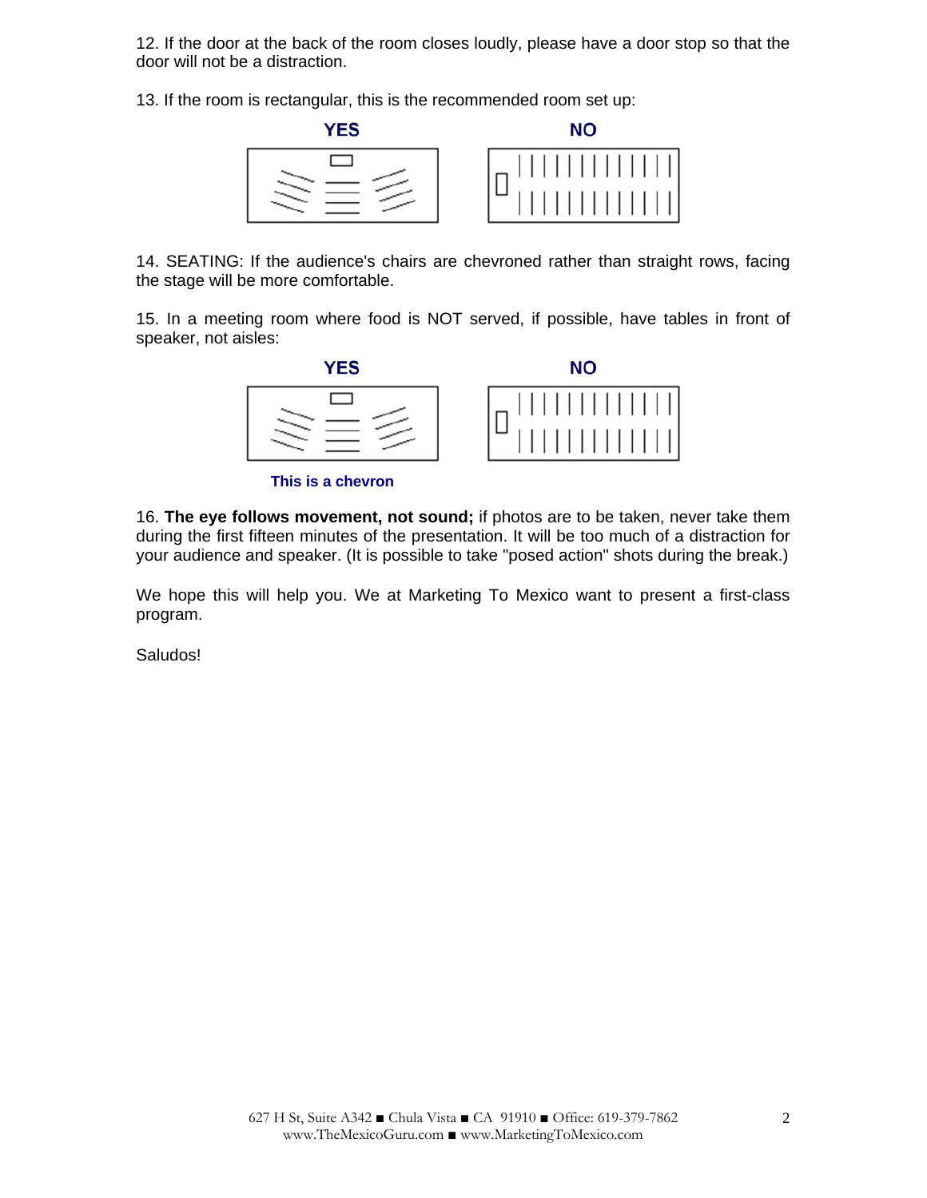12. If the door at the back of the room closes loudly, please have a door stop so that the door will not be a distraction.

13. If the room is rectangular, this is the recommended room set up:

YES

NO

14. SEATING: If the audience's chairs are chevroned rather than straight rows, facing the stage will be more comfortable.

15. In a meeting room where food is NOT served, if possible, have tables in front of speaker, not aisles:

YES

NO

This is a chevron

16. **The eye follows movement, not sound;** if photos are to be taken, never take them during the first fifteen minutes of the presentation. It will be too much of a distraction for your audience and speaker. (It is possible to take "posed action" shots during the break.)

We hope this will help you. We at Marketing To Mexico want to present a first-class program.

Saludos!

627 H St, Suite A342 ■ Chula Vista ■ CA 91910 ■ Office: 619-379-7862
www.TheMexicoGuru.com ■ www.MarketingToMexico.com